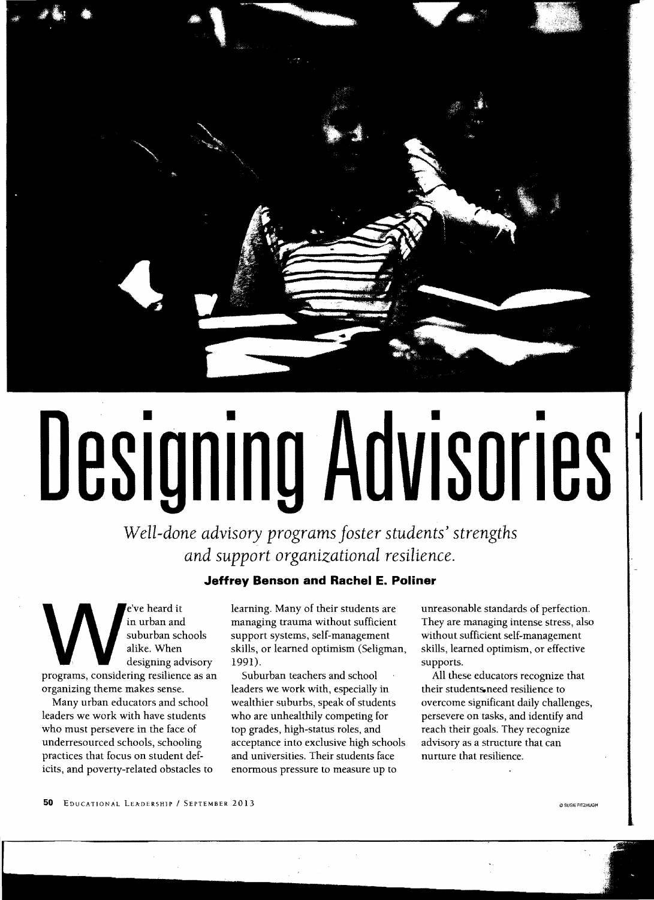# Designing Advisories

*Well-done advisory programs foster students' strengths and support organizational resilience.*

**Jeffrey Benson and Rachel E. Poliner**

We've heard it in urban and suburban schools alike. When designing advisory programs, considering resilience as an organizing theme makes sense.

Many urban educators and school leaders we work with have students who must persevere in the face of underresourced schools, schooling practices that focus on student deficits, and poverty-related obstacles to learning. Many of their students are managing trauma without sufficient support systems, self-management skills, or learned optimism (Seligman, 1991).

Suburban teachers and school leaders we work with, especially in wealthier suburbs, speak of students who are unhealthily competing for top grades, high-status roles, and acceptance into exclusive high schools and universities. Their students face enormous pressure to measure up to unreasonable standards of perfection. They are managing intense stress, also without sufficient self-management skills, learned optimism, or effective supports.

All these educators recognize that their students need resilience to overcome significant daily challenges, persevere on tasks, and identify and reach their goals. They recognize advisory as a structure that can nurture that resilience.

© SUSIE FITZHUGH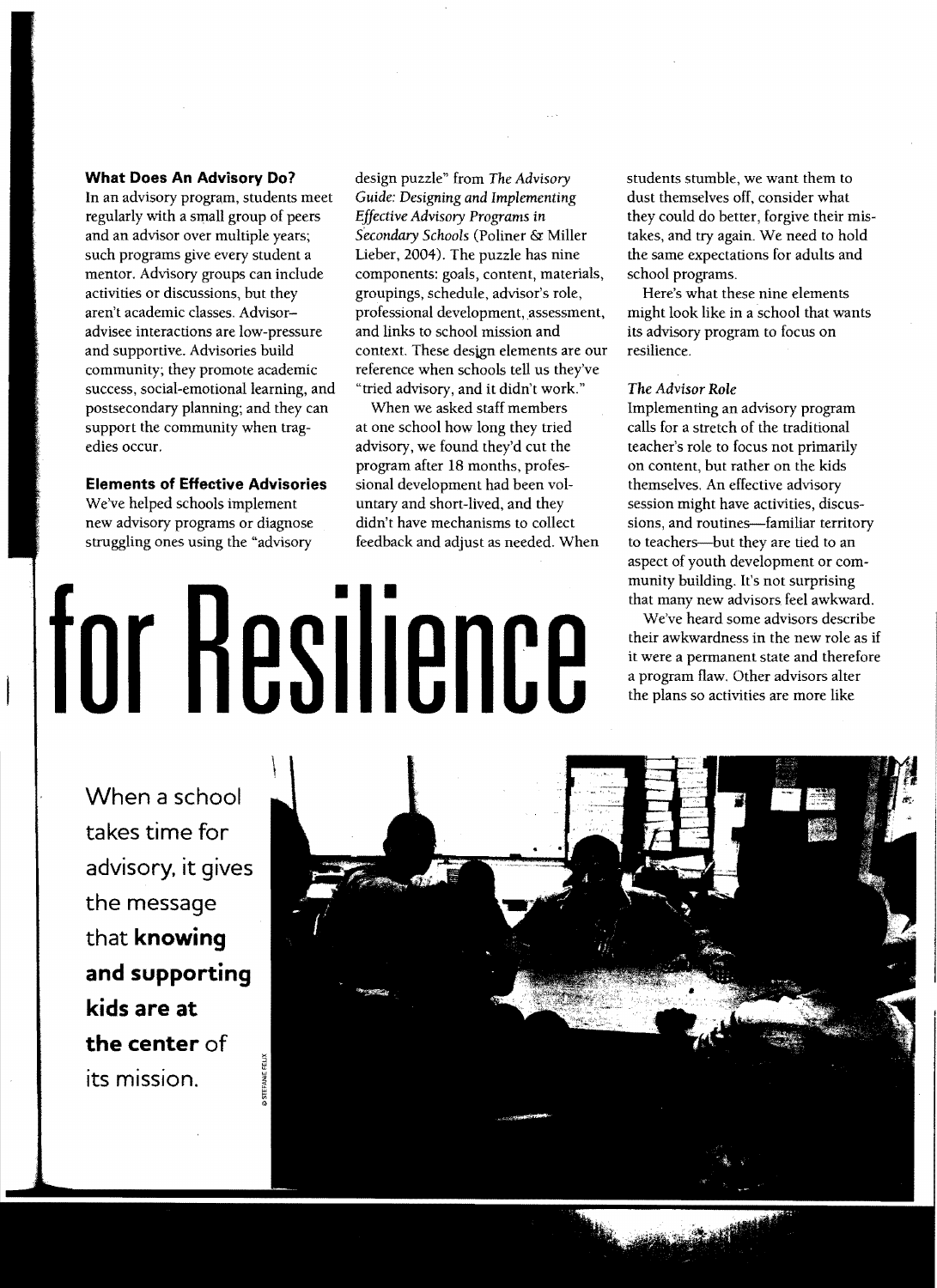# for Resilience

When a school takes time for advisory, it gives the message that **knowing and supporting kids are at the center** of its mission.

### What Does An Advisory Do?

In an advisory program, students meet regularly with a small group of peers and an advisor over multiple years; such programs give every student a mentor. Advisory groups can include activities or discussions, but they aren't academic classes. Advisor–advisee interactions are low-pressure and supportive. Advisories build community; they promote academic success, social-emotional learning, and postsecondary planning; and they can support the community when tragedies occur.

### Elements of Effective Advisories

We've helped schools implement new advisory programs or diagnose struggling ones using the "advisory design puzzle" from *The Advisory Guide: Designing and Implementing Effective Advisory Programs in Secondary Schools* (Poliner & Miller Lieber, 2004). The puzzle has nine components: goals, content, materials, groupings, schedule, advisor's role, professional development, assessment, and links to school mission and context. These design elements are our reference when schools tell us they've "tried advisory, and it didn't work."

When we asked staff members at one school how long they tried advisory, we found they'd cut the program after 18 months, professional development had been voluntary and short-lived, and they didn't have mechanisms to collect feedback and adjust as needed. When students stumble, we want them to dust themselves off, consider what they could do better, forgive their mistakes, and try again. We need to hold the same expectations for adults and school programs.

Here's what these nine elements might look like in a school that wants its advisory program to focus on resilience.

#### *The Advisor Role*

Implementing an advisory program calls for a stretch of the traditional teacher's role to focus not primarily on content, but rather on the kids themselves. An effective advisory session might have activities, discussions, and routines—familiar territory to teachers—but they are tied to an aspect of youth development or community building. It's not surprising that many new advisors feel awkward.

We've heard some advisors describe their awkwardness in the new role as if it were a permanent state and therefore a program flaw. Other advisors alter the plans so activities are more like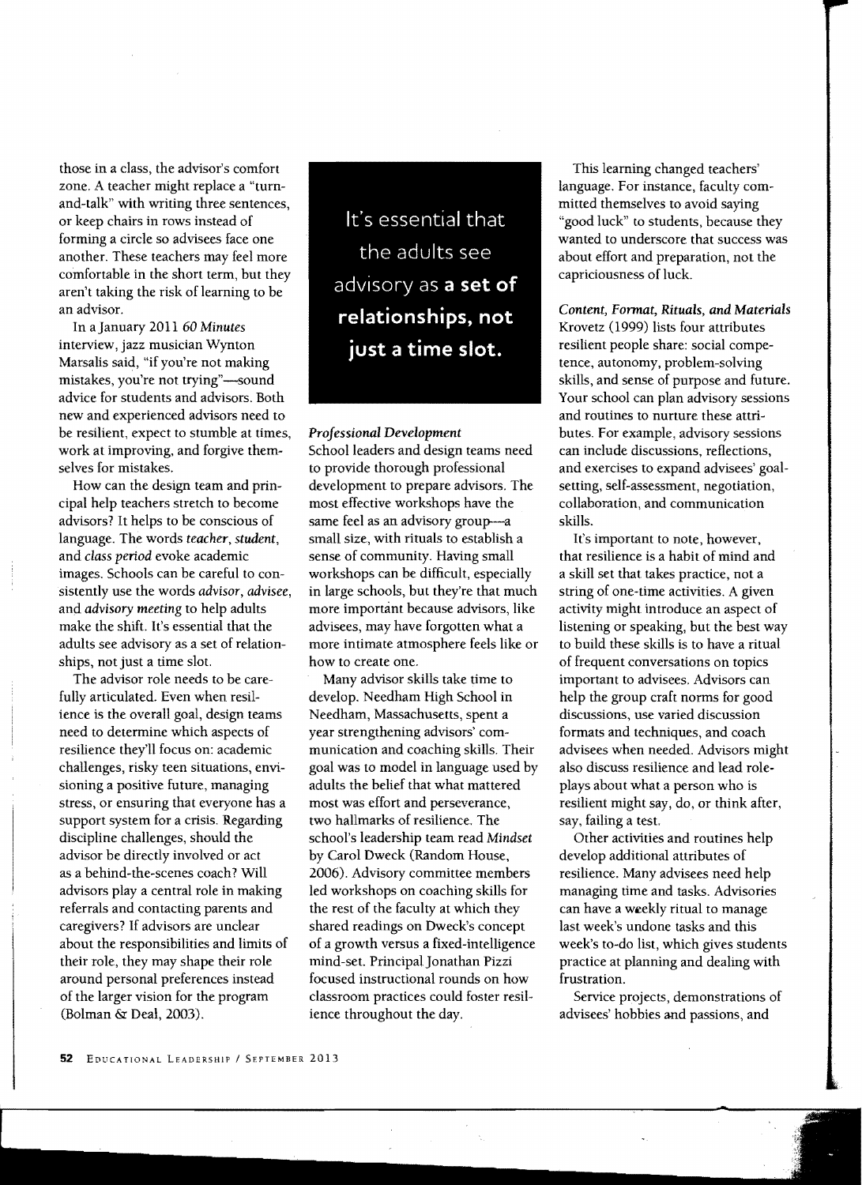those in a class, the advisor's comfort zone. A teacher might replace a "turn-and-talk" with writing three sentences, or keep chairs in rows instead of forming a circle so advisees face one another. These teachers may feel more comfortable in the short term, but they aren't taking the risk of learning to be an advisor.

In a January 2011 *60 Minutes* interview, jazz musician Wynton Marsalis said, "if you're not making mistakes, you're not trying"—sound advice for students and advisors. Both new and experienced advisors need to be resilient, expect to stumble at times, work at improving, and forgive themselves for mistakes.

How can the design team and principal help teachers stretch to become advisors? It helps to be conscious of language. The words *teacher*, *student*, and *class period* evoke academic images. Schools can be careful to consistently use the words *advisor*, *advisee*, and *advisory meeting* to help adults make the shift. It's essential that the adults see advisory as a set of relationships, not just a time slot.

The advisor role needs to be carefully articulated. Even when resilience is the overall goal, design teams need to determine which aspects of resilience they'll focus on: academic challenges, risky teen situations, envisioning a positive future, managing stress, or ensuring that everyone has a support system for a crisis. Regarding discipline challenges, should the advisor be directly involved or act as a behind-the-scenes coach? Will advisors play a central role in making referrals and contacting parents and caregivers? If advisors are unclear about the responsibilities and limits of their role, they may shape their role around personal preferences instead of the larger vision for the program (Bolman & Deal, 2003).

> It's essential that the adults see advisory as **a set of relationships, not just a time slot.**

*Professional Development*

School leaders and design teams need to provide thorough professional development to prepare advisors. The most effective workshops have the same feel as an advisory group—a small size, with rituals to establish a sense of community. Having small workshops can be difficult, especially in large schools, but they're that much more important because advisors, like advisees, may have forgotten what a more intimate atmosphere feels like or how to create one.

Many advisor skills take time to develop. Needham High School in Needham, Massachusetts, spent a year strengthening advisors' communication and coaching skills. Their goal was to model in language used by adults the belief that what mattered most was effort and perseverance, two hallmarks of resilience. The school's leadership team read *Mindset* by Carol Dweck (Random House, 2006). Advisory committee members led workshops on coaching skills for the rest of the faculty at which they shared readings on Dweck's concept of a growth versus a fixed-intelligence mind-set. Principal Jonathan Pizzi focused instructional rounds on how classroom practices could foster resilience throughout the day.

This learning changed teachers' language. For instance, faculty committed themselves to avoid saying "good luck" to students, because they wanted to underscore that success was about effort and preparation, not the capriciousness of luck.

*Content, Format, Rituals, and Materials*

Krovetz (1999) lists four attributes resilient people share: social competence, autonomy, problem-solving skills, and sense of purpose and future. Your school can plan advisory sessions and routines to nurture these attributes. For example, advisory sessions can include discussions, reflections, and exercises to expand advisees' goal-setting, self-assessment, negotiation, collaboration, and communication skills.

It's important to note, however, that resilience is a habit of mind and a skill set that takes practice, not a string of one-time activities. A given activity might introduce an aspect of listening or speaking, but the best way to build these skills is to have a ritual of frequent conversations on topics important to advisees. Advisors can help the group craft norms for good discussions, use varied discussion formats and techniques, and coach advisees when needed. Advisors might also discuss resilience and lead role-plays about what a person who is resilient might say, do, or think after, say, failing a test.

Other activities and routines help develop additional attributes of resilience. Many advisees need help managing time and tasks. Advisories can have a weekly ritual to manage last week's undone tasks and this week's to-do list, which gives students practice at planning and dealing with frustration.

Service projects, demonstrations of advisees' hobbies and passions, and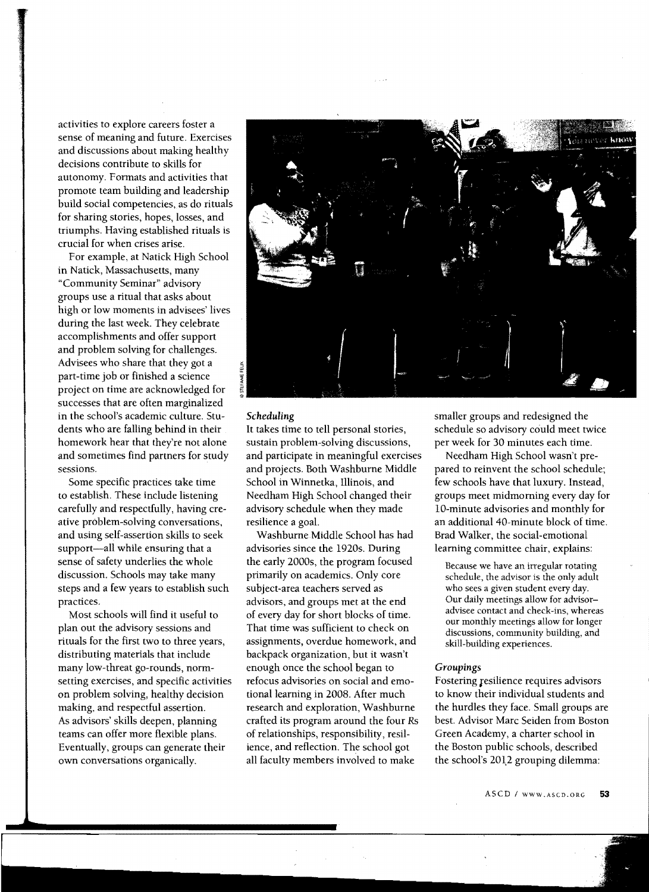activities to explore careers foster a sense of meaning and future. Exercises and discussions about making healthy decisions contribute to skills for autonomy. Formats and activities that promote team building and leadership build social competencies, as do rituals for sharing stories, hopes, losses, and triumphs. Having established rituals is crucial for when crises arise.

For example, at Natick High School in Natick, Massachusetts, many "Community Seminar" advisory groups use a ritual that asks about high or low moments in advisees' lives during the last week. They celebrate accomplishments and offer support and problem solving for challenges. Advisees who share that they got a part-time job or finished a science project on time are acknowledged for successes that are often marginalized in the school's academic culture. Students who are falling behind in their homework hear that they're not alone and sometimes find partners for study sessions.

Some specific practices take time to establish. These include listening carefully and respectfully, having creative problem-solving conversations, and using self-assertion skills to seek support—all while ensuring that a sense of safety underlies the whole discussion. Schools may take many steps and a few years to establish such practices.

Most schools will find it useful to plan out the advisory sessions and rituals for the first two to three years, distributing materials that include many low-threat go-rounds, norm-setting exercises, and specific activities on problem solving, healthy decision making, and respectful assertion. As advisors' skills deepen, planning teams can offer more flexible plans. Eventually, groups can generate their own conversations organically.

### *Scheduling*

It takes time to tell personal stories, sustain problem-solving discussions, and participate in meaningful exercises and projects. Both Washburne Middle School in Winnetka, Illinois, and Needham High School changed their advisory schedule when they made resilience a goal.

Washburne Middle School has had advisories since the 1920s. During the early 2000s, the program focused primarily on academics. Only core subject-area teachers served as advisors, and groups met at the end of every day for short blocks of time. That time was sufficient to check on assignments, overdue homework, and backpack organization, but it wasn't enough once the school began to refocus advisories on social and emotional learning in 2008. After much research and exploration, Washburne crafted its program around the four *R*s of relationships, responsibility, resilience, and reflection. The school got all faculty members involved to make smaller groups and redesigned the schedule so advisory could meet twice per week for 30 minutes each time.

Needham High School wasn't prepared to reinvent the school schedule; few schools have that luxury. Instead, groups meet midmorning every day for 10-minute advisories and monthly for an additional 40-minute block of time. Brad Walker, the social-emotional learning committee chair, explains:

> Because we have an irregular rotating schedule, the advisor is the only adult who sees a given student every day. Our daily meetings allow for advisor–advisee contact and check-ins, whereas our monthly meetings allow for longer discussions, community building, and skill-building experiences.

### *Groupings*

Fostering resilience requires advisors to know their individual students and the hurdles they face. Small groups are best. Advisor Marc Seiden from Boston Green Academy, a charter school in the Boston public schools, described the school's 2012 grouping dilemma: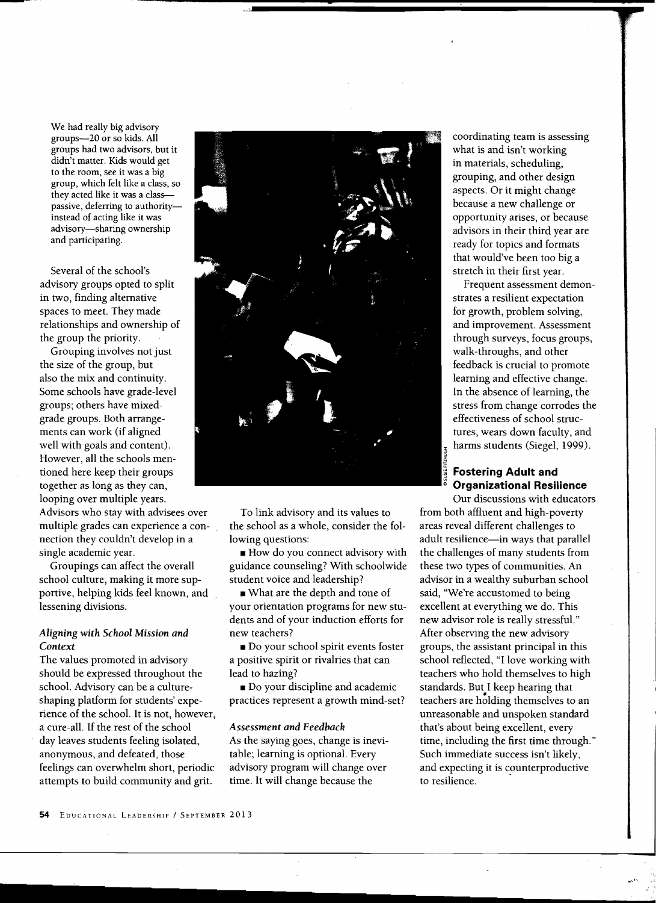We had really big advisory groups—20 or so kids. All groups had two advisors, but it didn't matter. Kids would get to the room, see it was a big group, which felt like a class, so they acted like it was a class—passive, deferring to authority—instead of acting like it was advisory—sharing ownership and participating.

Several of the school's advisory groups opted to split in two, finding alternative spaces to meet. They made relationships and ownership of the group the priority.

Grouping involves not just the size of the group, but also the mix and continuity. Some schools have grade-level groups; others have mixed-grade groups. Both arrangements can work (if aligned well with goals and content). However, all the schools mentioned here keep their groups together as long as they can, looping over multiple years. Advisors who stay with advisees over multiple grades can experience a connection they couldn't develop in a single academic year.

Groupings can affect the overall school culture, making it more supportive, helping kids feel known, and lessening divisions.

### *Aligning with School Mission and Context*

The values promoted in advisory should be expressed throughout the school. Advisory can be a culture-shaping platform for students' experience of the school. It is not, however, a cure-all. If the rest of the school day leaves students feeling isolated, anonymous, and defeated, those feelings can overwhelm short, periodic attempts to build community and grit.

To link advisory and its values to the school as a whole, consider the following questions:

- How do you connect advisory with guidance counseling? With schoolwide student voice and leadership?
- What are the depth and tone of your orientation programs for new students and of your induction efforts for new teachers?
- Do your school spirit events foster a positive spirit or rivalries that can lead to hazing?
- Do your discipline and academic practices represent a growth mind-set?

### *Assessment and Feedback*

As the saying goes, change is inevitable; learning is optional. Every advisory program will change over time. It will change because the coordinating team is assessing what is and isn't working in materials, scheduling, grouping, and other design aspects. Or it might change because a new challenge or opportunity arises, or because advisors in their third year are ready for topics and formats that would've been too big a stretch in their first year.

Frequent assessment demonstrates a resilient expectation for growth, problem solving, and improvement. Assessment through surveys, focus groups, walk-throughs, and other feedback is crucial to promote learning and effective change. In the absence of learning, the stress from change corrodes the effectiveness of school structures, wears down faculty, and harms students (Siegel, 1999).

## Fostering Adult and Organizational Resilience

Our discussions with educators from both affluent and high-poverty areas reveal different challenges to adult resilience—in ways that parallel the challenges of many students from these two types of communities. An advisor in a wealthy suburban school said, "We're accustomed to being excellent at everything we do. This new advisor role is really stressful." After observing the new advisory groups, the assistant principal in this school reflected, "I love working with teachers who hold themselves to high standards. But I keep hearing that teachers are holding themselves to an unreasonable and unspoken standard that's about being excellent, every time, including the first time through." Such immediate success isn't likely, and expecting it is counterproductive to resilience.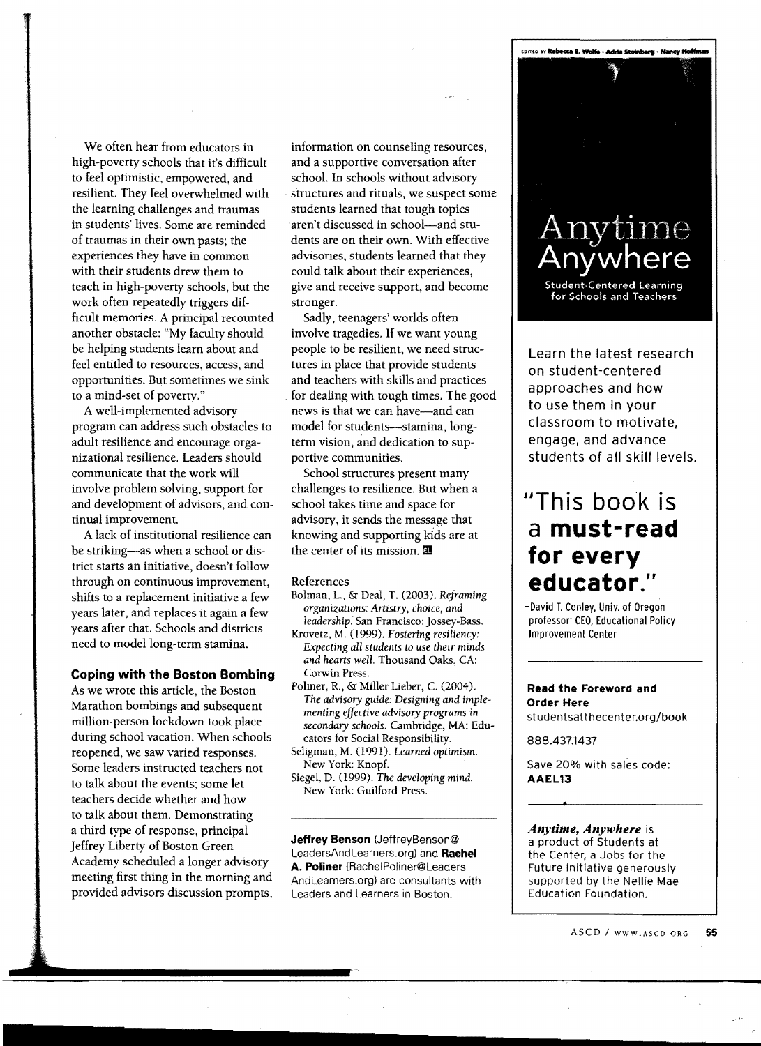We often hear from educators in high-poverty schools that it's difficult to feel optimistic, empowered, and resilient. They feel overwhelmed with the learning challenges and traumas in students' lives. Some are reminded of traumas in their own pasts; the experiences they have in common with their students drew them to teach in high-poverty schools, but the work often repeatedly triggers difficult memories. A principal recounted another obstacle: "My faculty should be helping students learn about and feel entitled to resources, access, and opportunities. But sometimes we sink to a mind-set of poverty."

A well-implemented advisory program can address such obstacles to adult resilience and encourage organizational resilience. Leaders should communicate that the work will involve problem solving, support for and development of advisors, and continual improvement.

A lack of institutional resilience can be striking—as when a school or district starts an initiative, doesn't follow through on continuous improvement, shifts to a replacement initiative a few years later, and replaces it again a few years after that. Schools and districts need to model long-term stamina.

### Coping with the Boston Bombing

As we wrote this article, the Boston Marathon bombings and subsequent million-person lockdown took place during school vacation. When schools reopened, we saw varied responses. Some leaders instructed teachers not to talk about the events; some let teachers decide whether and how to talk about them. Demonstrating a third type of response, principal Jeffrey Liberty of Boston Green Academy scheduled a longer advisory meeting first thing in the morning and provided advisors discussion prompts, information on counseling resources, and a supportive conversation after school. In schools without advisory structures and rituals, we suspect some students learned that tough topics aren't discussed in school—and students are on their own. With effective advisories, students learned that they could talk about their experiences, give and receive support, and become stronger.

Sadly, teenagers' worlds often involve tragedies. If we want young people to be resilient, we need structures in place that provide students and teachers with skills and practices for dealing with tough times. The good news is that we can have—and can model for students—stamina, long-term vision, and dedication to supportive communities.

School structures present many challenges to resilience. But when a school takes time and space for advisory, it sends the message that knowing and supporting kids are at the center of its mission. EL

#### References

Bolman, L., & Deal, T. (2003). *Reframing organizations: Artistry, choice, and leadership.* San Francisco: Jossey-Bass.

Krovetz, M. (1999). *Fostering resiliency: Expecting all students to use their minds and hearts well.* Thousand Oaks, CA: Corwin Press.

Poliner, R., & Miller Lieber, C. (2004). *The advisory guide: Designing and implementing effective advisory programs in secondary schools.* Cambridge, MA: Educators for Social Responsibility.

Seligman, M. (1991). *Learned optimism.* New York: Knopf.

Siegel, D. (1999). *The developing mind.* New York: Guilford Press.

---

**Jeffrey Benson** (JeffreyBenson@LeadersAndLearners.org) and **Rachel A. Poliner** (RachelPoliner@LeadersAndLearners.org) are consultants with Leaders and Learners in Boston.

---

EDITED BY Rebecca E. Wolfe · Adria Steinberg · Nancy Hoffman

# Anytime Anywhere

Student-Centered Learning for Schools and Teachers

Learn the latest research on student-centered approaches and how to use them in your classroom to motivate, engage, and advance students of all skill levels.

## "This book is a **must-read for every educator.**"

–David T. Conley, Univ. of Oregon professor; CEO, Educational Policy Improvement Center

**Read the Foreword and Order Here**
studentsatthecenter.org/book

888.437.1437

Save 20% with sales code: **AAEL13**

***Anytime, Anywhere*** is a product of Students at the Center, a Jobs for the Future initiative generously supported by the Nellie Mae Education Foundation.